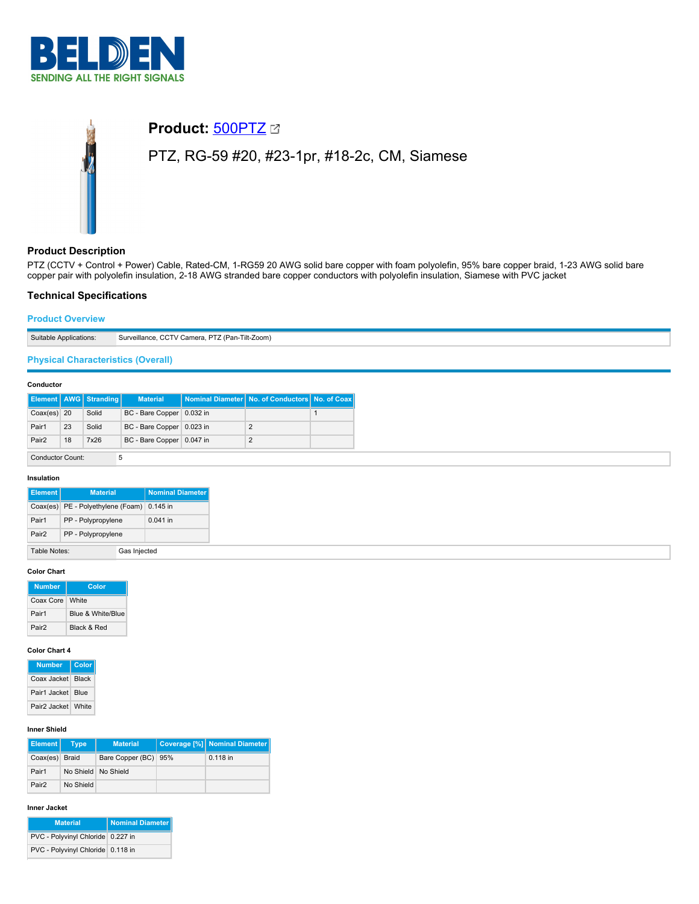# Product: 500PTZ

PTZ, RG-59 #20, #23-1pr, #18-2c, CM, Siamese

## Product Description

PTZ (CCTV + Control + Power) Cable, Rated-CM, 1-RG59 20 AWG solid bare copper with foam polyolefin, 95% bare copper braid, 1-23 AWG solid bare copper pair with polyolefin insulation, 2-18 AWG stranded bare copper conductors with polyolefin insulation, Siamese with PVC jacket

## Technical Specifications

### Product Overview

| Suitable Applications: | Surveillance, CCTV Camera, PTZ (Pan-Tilt-Zoom) |
|---|---|

### Physical Characteristics (Overall)

#### Conductor

| Element | AWG | Stranding | Material | Nominal Diameter | No. of Conductors | No. of Coax |
|---|---|---|---|---|---|---|
| Coax(es) | 20 | Solid | BC - Bare Copper | 0.032 in | | 1 |
| Pair1 | 23 | Solid | BC - Bare Copper | 0.023 in | 2 | |
| Pair2 | 18 | 7x26 | BC - Bare Copper | 0.047 in | 2 | |

| Conductor Count: | 5 |
|---|---|

#### Insulation

| Element | Material | Nominal Diameter |
|---|---|---|
| Coax(es) | PE - Polyethylene (Foam) | 0.145 in |
| Pair1 | PP - Polypropylene | 0.041 in |
| Pair2 | PP - Polypropylene | |

| Table Notes: | Gas Injected |
|---|---|

#### Color Chart

| Number | Color |
|---|---|
| Coax Core | White |
| Pair1 | Blue & White/Blue |
| Pair2 | Black & Red |

#### Color Chart 4

| Number | Color |
|---|---|
| Coax Jacket | Black |
| Pair1 Jacket | Blue |
| Pair2 Jacket | White |

#### Inner Shield

| Element | Type | Material | Coverage [%] | Nominal Diameter |
|---|---|---|---|---|
| Coax(es) | Braid | Bare Copper (BC) | 95% | 0.118 in |
| Pair1 | No Shield | No Shield | | |
| Pair2 | No Shield | | | |

#### Inner Jacket

| Material | Nominal Diameter |
|---|---|
| PVC - Polyvinyl Chloride | 0.227 in |
| PVC - Polyvinyl Chloride | 0.118 in |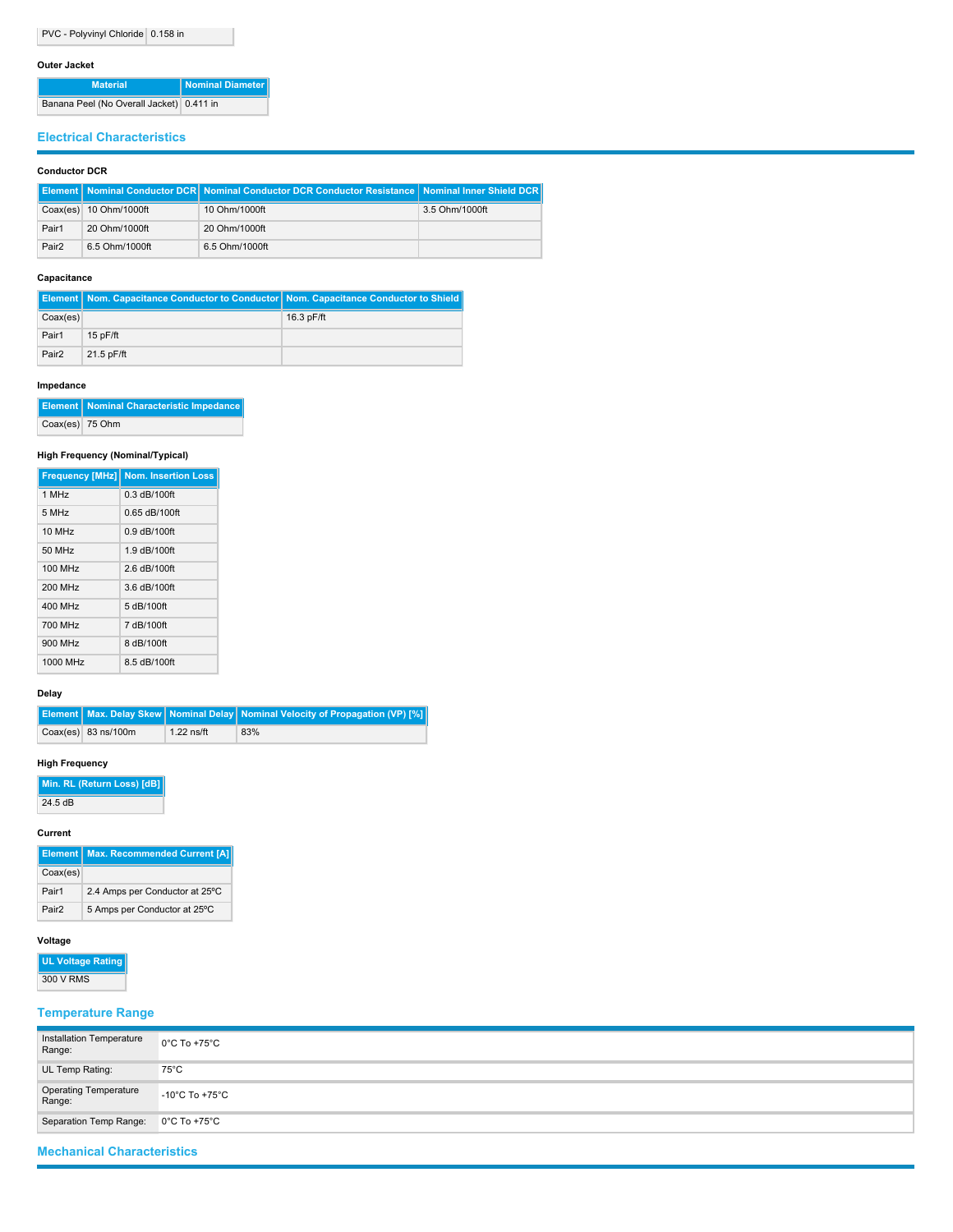| PVC - Polyvinyl Chloride | 0.158 in |
| --- | --- |

#### Outer Jacket

| Material | Nominal Diameter |
| --- | --- |
| Banana Peel (No Overall Jacket) | 0.411 in |

## Electrical Characteristics

#### Conductor DCR

| Element | Nominal Conductor DCR | Nominal Conductor DCR Conductor Resistance | Nominal Inner Shield DCR |
| --- | --- | --- | --- |
| Coax(es) | 10 Ohm/1000ft | 10 Ohm/1000ft | 3.5 Ohm/1000ft |
| Pair1 | 20 Ohm/1000ft | 20 Ohm/1000ft | |
| Pair2 | 6.5 Ohm/1000ft | 6.5 Ohm/1000ft | |

#### Capacitance

| Element | Nom. Capacitance Conductor to Conductor | Nom. Capacitance Conductor to Shield |
| --- | --- | --- |
| Coax(es) | | 16.3 pF/ft |
| Pair1 | 15 pF/ft | |
| Pair2 | 21.5 pF/ft | |

#### Impedance

| Element | Nominal Characteristic Impedance |
| --- | --- |
| Coax(es) | 75 Ohm |

#### High Frequency (Nominal/Typical)

| Frequency [MHz] | Nom. Insertion Loss |
| --- | --- |
| 1 MHz | 0.3 dB/100ft |
| 5 MHz | 0.65 dB/100ft |
| 10 MHz | 0.9 dB/100ft |
| 50 MHz | 1.9 dB/100ft |
| 100 MHz | 2.6 dB/100ft |
| 200 MHz | 3.6 dB/100ft |
| 400 MHz | 5 dB/100ft |
| 700 MHz | 7 dB/100ft |
| 900 MHz | 8 dB/100ft |
| 1000 MHz | 8.5 dB/100ft |

#### Delay

| Element | Max. Delay Skew | Nominal Delay | Nominal Velocity of Propagation (VP) [%] |
| --- | --- | --- | --- |
| Coax(es) | 83 ns/100m | 1.22 ns/ft | 83% |

#### High Frequency

| Min. RL (Return Loss) [dB] |
| --- |
| 24.5 dB |

#### Current

| Element | Max. Recommended Current [A] |
| --- | --- |
| Coax(es) | |
| Pair1 | 2.4 Amps per Conductor at 25ºC |
| Pair2 | 5 Amps per Conductor at 25ºC |

#### Voltage

| UL Voltage Rating |
| --- |
| 300 V RMS |

## Temperature Range

| | |
| --- | --- |
| Installation Temperature Range: | 0°C To +75°C |
| UL Temp Rating: | 75°C |
| Operating Temperature Range: | -10°C To +75°C |
| Separation Temp Range: | 0°C To +75°C |

## Mechanical Characteristics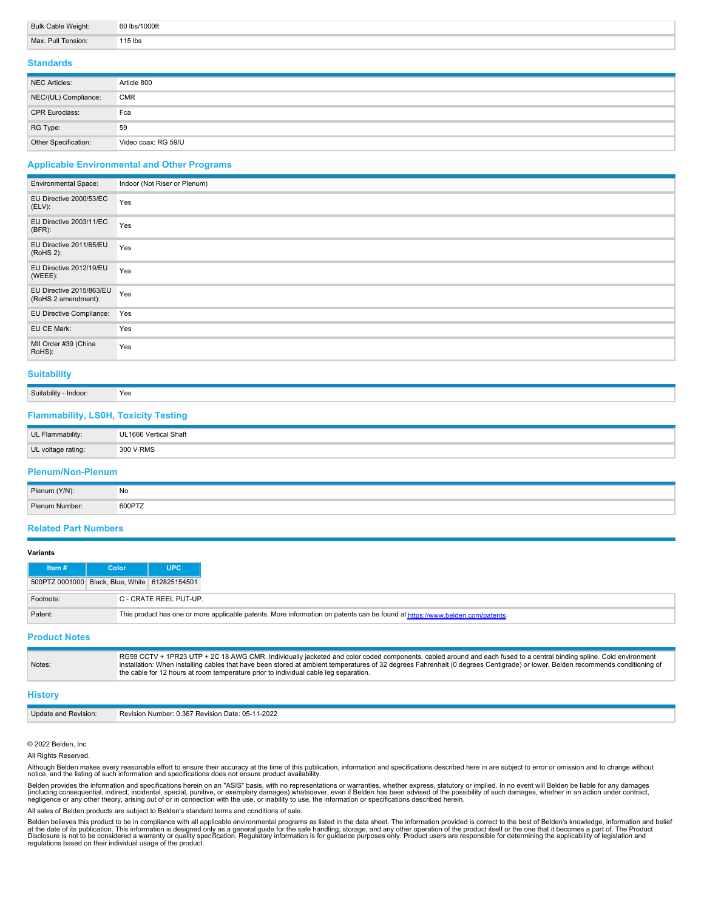| | |
|---|---|
| Bulk Cable Weight: | 60 lbs/1000ft |
| Max. Pull Tension: | 115 lbs |

## Standards

| | |
|---|---|
| NEC Articles: | Article 800 |
| NEC/(UL) Compliance: | CMR |
| CPR Euroclass: | Fca |
| RG Type: | 59 |
| Other Specification: | Video coax: RG 59/U |

## Applicable Environmental and Other Programs

| | |
|---|---|
| Environmental Space: | Indoor (Not Riser or Plenum) |
| EU Directive 2000/53/EC (ELV): | Yes |
| EU Directive 2003/11/EC (BFR): | Yes |
| EU Directive 2011/65/EU (RoHS 2): | Yes |
| EU Directive 2012/19/EU (WEEE): | Yes |
| EU Directive 2015/863/EU (RoHS 2 amendment): | Yes |
| EU Directive Compliance: | Yes |
| EU CE Mark: | Yes |
| MII Order #39 (China RoHS): | Yes |

## Suitability

| | |
|---|---|
| Suitability - Indoor: | Yes |

## Flammability, LS0H, Toxicity Testing

| | |
|---|---|
| UL Flammability: | UL1666 Vertical Shaft |
| UL voltage rating: | 300 V RMS |

## Plenum/Non-Plenum

| | |
|---|---|
| Plenum (Y/N): | No |
| Plenum Number: | 600PTZ |

## Related Part Numbers

**Variants**

| Item # | Color | UPC |
|---|---|---|
| 500PTZ 0001000 | Black, Blue, White | 612825154501 |

| | |
|---|---|
| Footnote: | C - CRATE REEL PUT-UP. |
| Patent: | This product has one or more applicable patents. More information on patents can be found at https://www.belden.com/patents. |

## Product Notes

| | |
|---|---|
| Notes: | RG59 CCTV + 1PR23 UTP + 2C 18 AWG CMR. Individually jacketed and color coded components, cabled around and each fused to a central binding spline. Cold environment installation: When installing cables that have been stored at ambient temperatures of 32 degrees Fahrenheit (0 degrees Centigrade) or lower, Belden recommends conditioning of the cable for 12 hours at room temperature prior to individual cable leg separation. |

## History

| | |
|---|---|
| Update and Revision: | Revision Number: 0.367 Revision Date: 05-11-2022 |

© 2022 Belden, Inc

All Rights Reserved.

Although Belden makes every reasonable effort to ensure their accuracy at the time of this publication, information and specifications described here in are subject to error or omission and to change without notice, and the listing of such information and specifications does not ensure product availability.

Belden provides the information and specifications herein on an "ASIS" basis, with no representations or warranties, whether express, statutory or implied. In no event will Belden be liable for any damages (including consequential, indirect, incidental, special, punitive, or exemplary damages) whatsoever, even if Belden has been advised of the possibility of such damages, whether in an action under contract, negligence or any other theory, arising out of or in connection with the use, or inability to use, the information or specifications described herein.

All sales of Belden products are subject to Belden's standard terms and conditions of sale.

Belden believes this product to be in compliance with all applicable environmental programs as listed in the data sheet. The information provided is correct to the best of Belden's knowledge, information and belief at the date of its publication. This information is designed only as a general guide for the safe handling, storage, and any other operation of the product itself or the one that it becomes a part of. The Product Disclosure is not to be considered a warranty or quality specification. Regulatory information is for guidance purposes only. Product users are responsible for determining the applicability of legislation and regulations based on their individual usage of the product.